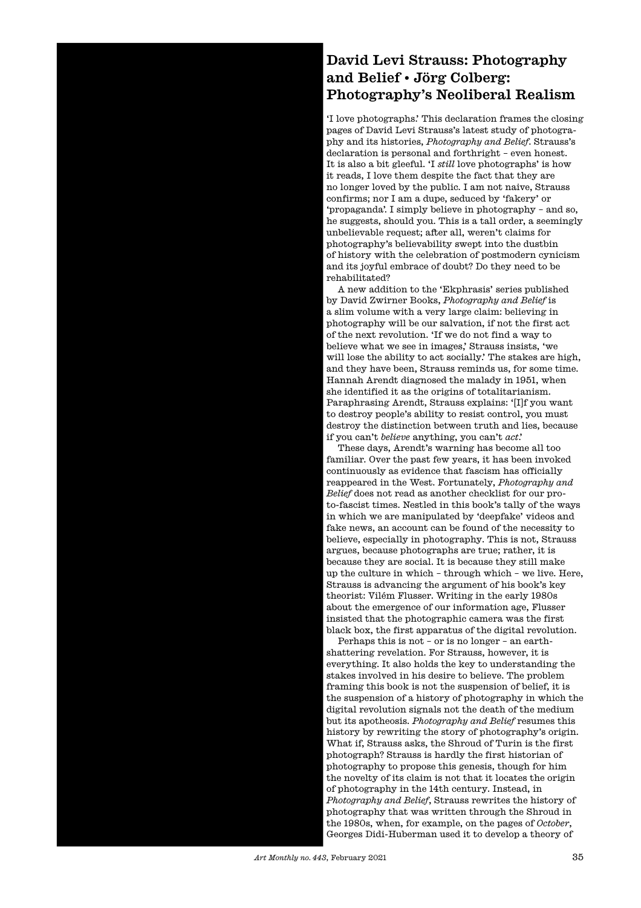# David Levi Strauss: Photography and Belief • Jörg Colberg: Photography's Neoliberal Realism

'I love photographs.' This declaration frames the closing pages of David Levi Strauss's latest study of photography and its histories, *Photography and Belief*. Strauss's declaration is personal and forthright – even honest. It is also a bit gleeful. 'I *still* love photographs' is how it reads, I love them despite the fact that they are no longer loved by the public. I am not naive, Strauss confirms; nor I am a dupe, seduced by 'fakery' or 'propaganda'. I simply believe in photography – and so, he suggests, should you. This is a tall order, a seemingly unbelievable request; after all, weren't claims for photography's believability swept into the dustbin of history with the celebration of postmodern cynicism and its joyful embrace of doubt? Do they need to be rehabilitated?

A new addition to the 'Ekphrasis' series published by David Zwirner Books, *Photography and Belief* is a slim volume with a very large claim: believing in photography will be our salvation, if not the first act of the next revolution. 'If we do not find a way to believe what we see in images,' Strauss insists, 'we will lose the ability to act socially.' The stakes are high, and they have been, Strauss reminds us, for some time. Hannah Arendt diagnosed the malady in 1951, when she identified it as the origins of totalitarianism. Paraphrasing Arendt, Strauss explains: '[I]f you want to destroy people's ability to resist control, you must destroy the distinction between truth and lies, because if you can't *believe* anything, you can't *act*.'

These days, Arendt's warning has become all too familiar. Over the past few years, it has been invoked continuously as evidence that fascism has officially reappeared in the West. Fortunately, *Photography and Belief* does not read as another checklist for our proto-fascist times. Nestled in this book's tally of the ways in which we are manipulated by 'deepfake' videos and fake news, an account can be found of the necessity to believe, especially in photography. This is not, Strauss argues, because photographs are true; rather, it is because they are social. It is because they still make up the culture in which – through which – we live. Here, Strauss is advancing the argument of his book's key theorist: Vilém Flusser. Writing in the early 1980s about the emergence of our information age, Flusser insisted that the photographic camera was the first black box, the first apparatus of the digital revolution.

Perhaps this is not – or is no longer – an earth-shattering revelation. For Strauss, however, it is everything. It also holds the key to understanding the stakes involved in his desire to believe. The problem framing this book is not the suspension of belief, it is the suspension of a history of photography in which the digital revolution signals not the death of the medium but its apotheosis. *Photography and Belief* resumes this history by rewriting the story of photography's origin. What if, Strauss asks, the Shroud of Turin is the first photograph? Strauss is hardly the first historian of photography to propose this genesis, though for him the novelty of its claim is not that it locates the origin of photography in the 14th century. Instead, in *Photography and Belief*, Strauss rewrites the history of photography that was written through the Shroud in the 1980s, when, for example, on the pages of *October*, Georges Didi-Huberman used it to develop a theory of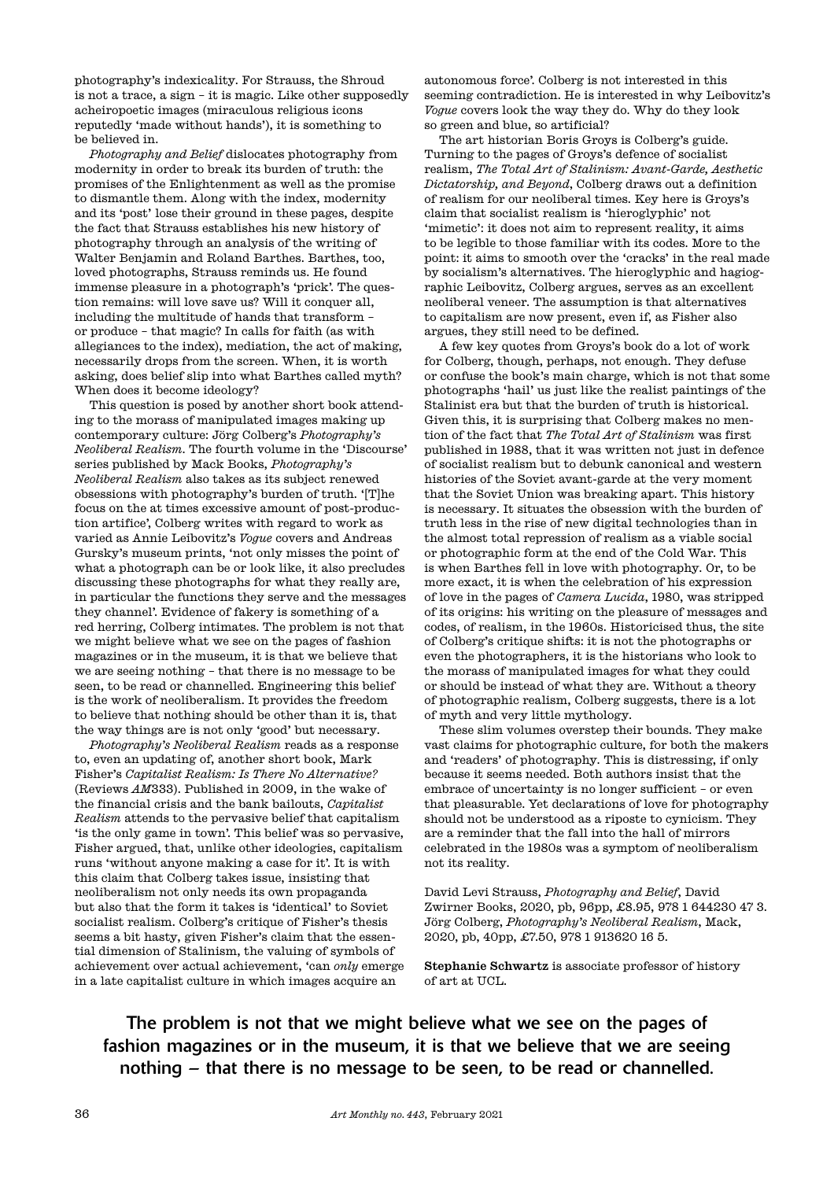photography's indexicality. For Strauss, the Shroud is not a trace, a sign – it is magic. Like other supposedly acheiropoetic images (miraculous religious icons reputedly 'made without hands'), it is something to be believed in.

*Photography and Belief* dislocates photography from modernity in order to break its burden of truth: the promises of the Enlightenment as well as the promise to dismantle them. Along with the index, modernity and its 'post' lose their ground in these pages, despite the fact that Strauss establishes his new history of photography through an analysis of the writing of Walter Benjamin and Roland Barthes. Barthes, too, loved photographs, Strauss reminds us. He found immense pleasure in a photograph's 'prick'. The question remains: will love save us? Will it conquer all, including the multitude of hands that transform – or produce – that magic? In calls for faith (as with allegiances to the index), mediation, the act of making, necessarily drops from the screen. When, it is worth asking, does belief slip into what Barthes called myth? When does it become ideology?

This question is posed by another short book attending to the morass of manipulated images making up contemporary culture: Jörg Colberg's *Photography's Neoliberal Realism*. The fourth volume in the 'Discourse' series published by Mack Books, *Photography's Neoliberal Realism* also takes as its subject renewed obsessions with photography's burden of truth. '[T]he focus on the at times excessive amount of post-production artifice', Colberg writes with regard to work as varied as Annie Leibovitz's *Vogue* covers and Andreas Gursky's museum prints, 'not only misses the point of what a photograph can be or look like, it also precludes discussing these photographs for what they really are, in particular the functions they serve and the messages they channel'. Evidence of fakery is something of a red herring, Colberg intimates. The problem is not that we might believe what we see on the pages of fashion magazines or in the museum, it is that we believe that we are seeing nothing – that there is no message to be seen, to be read or channelled. Engineering this belief is the work of neoliberalism. It provides the freedom to believe that nothing should be other than it is, that the way things are is not only 'good' but necessary.

*Photography's Neoliberal Realism* reads as a response to, even an updating of, another short book, Mark Fisher's *Capitalist Realism: Is There No Alternative?* (Reviews *AM*333). Published in 2009, in the wake of the financial crisis and the bank bailouts, *Capitalist Realism* attends to the pervasive belief that capitalism 'is the only game in town'. This belief was so pervasive, Fisher argued, that, unlike other ideologies, capitalism runs 'without anyone making a case for it'. It is with this claim that Colberg takes issue, insisting that neoliberalism not only needs its own propaganda but also that the form it takes is 'identical' to Soviet socialist realism. Colberg's critique of Fisher's thesis seems a bit hasty, given Fisher's claim that the essential dimension of Stalinism, the valuing of symbols of achievement over actual achievement, 'can *only* emerge in a late capitalist culture in which images acquire an autonomous force'. Colberg is not interested in this seeming contradiction. He is interested in why Leibovitz's *Vogue* covers look the way they do. Why do they look so green and blue, so artificial?

The art historian Boris Groys is Colberg's guide. Turning to the pages of Groys's defence of socialist realism, *The Total Art of Stalinism: Avant-Garde, Aesthetic Dictatorship, and Beyond*, Colberg draws out a definition of realism for our neoliberal times. Key here is Groys's claim that socialist realism is 'hieroglyphic' not 'mimetic': it does not aim to represent reality, it aims to be legible to those familiar with its codes. More to the point: it aims to smooth over the 'cracks' in the real made by socialism's alternatives. The hieroglyphic and hagiographic Leibovitz, Colberg argues, serves as an excellent neoliberal veneer. The assumption is that alternatives to capitalism are now present, even if, as Fisher also argues, they still need to be defined.

A few key quotes from Groys's book do a lot of work for Colberg, though, perhaps, not enough. They defuse or confuse the book's main charge, which is not that some photographs 'hail' us just like the realist paintings of the Stalinist era but that the burden of truth is historical. Given this, it is surprising that Colberg makes no mention of the fact that *The Total Art of Stalinism* was first published in 1988, that it was written not just in defence of socialist realism but to debunk canonical and western histories of the Soviet avant-garde at the very moment that the Soviet Union was breaking apart. This history is necessary. It situates the obsession with the burden of truth less in the rise of new digital technologies than in the almost total repression of realism as a viable social or photographic form at the end of the Cold War. This is when Barthes fell in love with photography. Or, to be more exact, it is when the celebration of his expression of love in the pages of *Camera Lucida*, 1980, was stripped of its origins: his writing on the pleasure of messages and codes, of realism, in the 1960s. Historicised thus, the site of Colberg's critique shifts: it is not the photographs or even the photographers, it is the historians who look to the morass of manipulated images for what they could or should be instead of what they are. Without a theory of photographic realism, Colberg suggests, there is a lot of myth and very little mythology.

These slim volumes overstep their bounds. They make vast claims for photographic culture, for both the makers and 'readers' of photography. This is distressing, if only because it seems needed. Both authors insist that the embrace of uncertainty is no longer sufficient – or even that pleasurable. Yet declarations of love for photography should not be understood as a riposte to cynicism. They are a reminder that the fall into the hall of mirrors celebrated in the 1980s was a symptom of neoliberalism not its reality.

David Levi Strauss, *Photography and Belief*, David Zwirner Books, 2020, pb, 96pp, £8.95, 978 1 644230 47 3.
Jörg Colberg, *Photography's Neoliberal Realism*, Mack, 2020, pb, 40pp, £7.50, 978 1 913620 16 5.

**Stephanie Schwartz** is associate professor of history of art at UCL.

**The problem is not that we might believe what we see on the pages of fashion magazines or in the museum, it is that we believe that we are seeing nothing – that there is no message to be seen, to be read or channelled.**